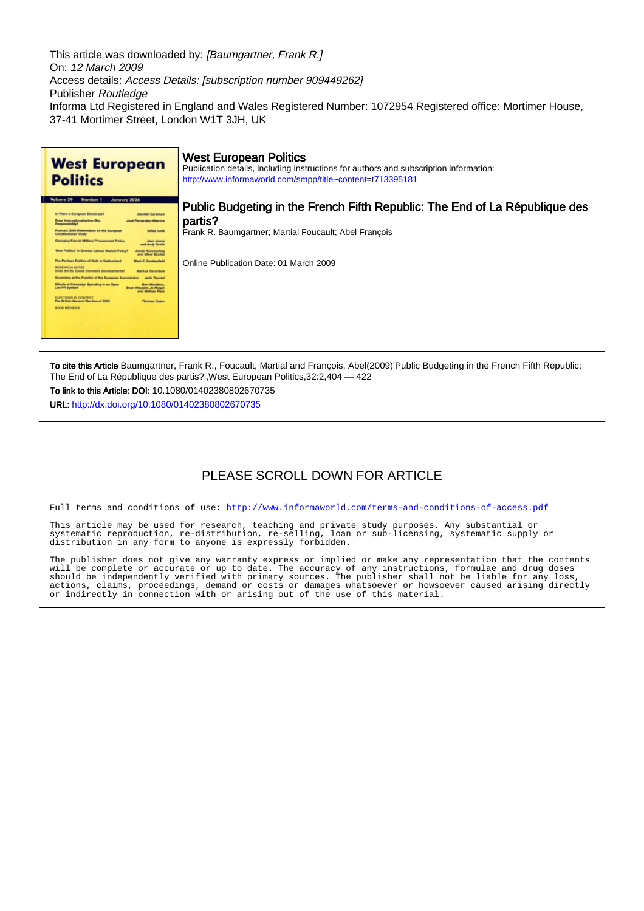This article was downloaded by: *[Baumgartner, Frank R.]*
On: *12 March 2009*
Access details: *Access Details: [subscription number 909449262]*
Publisher *Routledge*
Informa Ltd Registered in England and Wales Registered Number: 1072954 Registered office: Mortimer House, 37-41 Mortimer Street, London W1T 3JH, UK

## West European Politics

Publication details, including instructions for authors and subscription information:
http://www.informaworld.com/smpp/title~content=t713395181

## Public Budgeting in the French Fifth Republic: The End of La République des partis?

Frank R. Baumgartner; Martial Foucault; Abel François

Online Publication Date: 01 March 2009

**To cite this Article** Baumgartner, Frank R., Foucault, Martial and François, Abel(2009)'Public Budgeting in the French Fifth Republic: The End of La République des partis?',West European Politics,32:2,404 — 422

**To link to this Article: DOI:** 10.1080/01402380802670735

**URL:** http://dx.doi.org/10.1080/01402380802670735

PLEASE SCROLL DOWN FOR ARTICLE

Full terms and conditions of use: http://www.informaworld.com/terms-and-conditions-of-access.pdf

This article may be used for research, teaching and private study purposes. Any substantial or systematic reproduction, re-distribution, re-selling, loan or sub-licensing, systematic supply or distribution in any form to anyone is expressly forbidden.

The publisher does not give any warranty express or implied or make any representation that the contents will be complete or accurate or up to date. The accuracy of any instructions, formulae and drug doses should be independently verified with primary sources. The publisher shall not be liable for any loss, actions, claims, proceedings, demand or costs or damages whatsoever or howsoever caused arising directly or indirectly in connection with or arising out of the use of this material.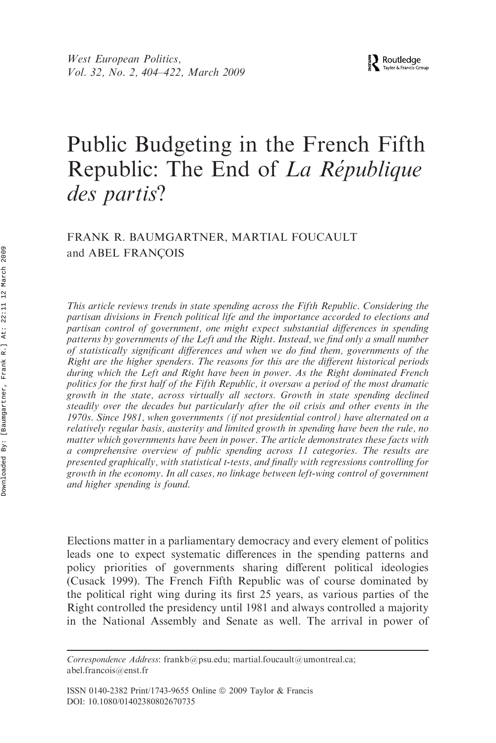# Public Budgeting in the French Fifth Republic: The End of *La République des partis*?

FRANK R. BAUMGARTNER, MARTIAL FOUCAULT and ABEL FRANÇOIS

*This article reviews trends in state spending across the Fifth Republic. Considering the partisan divisions in French political life and the importance accorded to elections and partisan control of government, one might expect substantial differences in spending patterns by governments of the Left and the Right. Instead, we find only a small number of statistically significant differences and when we do find them, governments of the Right are the higher spenders. The reasons for this are the different historical periods during which the Left and Right have been in power. As the Right dominated French politics for the first half of the Fifth Republic, it oversaw a period of the most dramatic growth in the state, across virtually all sectors. Growth in state spending declined steadily over the decades but particularly after the oil crisis and other events in the 1970s. Since 1981, when governments (if not presidential control) have alternated on a relatively regular basis, austerity and limited growth in spending have been the rule, no matter which governments have been in power. The article demonstrates these facts with a comprehensive overview of public spending across 11 categories. The results are presented graphically, with statistical t-tests, and finally with regressions controlling for growth in the economy. In all cases, no linkage between left-wing control of government and higher spending is found.*

Elections matter in a parliamentary democracy and every element of politics leads one to expect systematic differences in the spending patterns and policy priorities of governments sharing different political ideologies (Cusack 1999). The French Fifth Republic was of course dominated by the political right wing during its first 25 years, as various parties of the Right controlled the presidency until 1981 and always controlled a majority in the National Assembly and Senate as well. The arrival in power of

---

*Correspondence Address*: frankb@psu.edu; martial.foucault@umontreal.ca; abel.francois@enst.fr

ISSN 0140-2382 Print/1743-9655 Online © 2009 Taylor & Francis
DOI: 10.1080/01402380802670735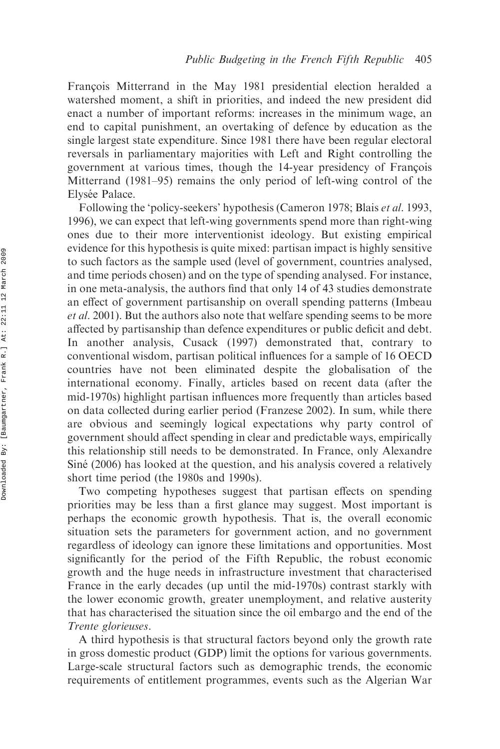François Mitterrand in the May 1981 presidential election heralded a watershed moment, a shift in priorities, and indeed the new president did enact a number of important reforms: increases in the minimum wage, an end to capital punishment, an overtaking of defence by education as the single largest state expenditure. Since 1981 there have been regular electoral reversals in parliamentary majorities with Left and Right controlling the government at various times, though the 14-year presidency of François Mitterrand (1981–95) remains the only period of left-wing control of the Elysée Palace.

Following the 'policy-seekers' hypothesis (Cameron 1978; Blais *et al.* 1993, 1996), we can expect that left-wing governments spend more than right-wing ones due to their more interventionist ideology. But existing empirical evidence for this hypothesis is quite mixed: partisan impact is highly sensitive to such factors as the sample used (level of government, countries analysed, and time periods chosen) and on the type of spending analysed. For instance, in one meta-analysis, the authors find that only 14 of 43 studies demonstrate an effect of government partisanship on overall spending patterns (Imbeau *et al.* 2001). But the authors also note that welfare spending seems to be more affected by partisanship than defence expenditures or public deficit and debt. In another analysis, Cusack (1997) demonstrated that, contrary to conventional wisdom, partisan political influences for a sample of 16 OECD countries have not been eliminated despite the globalisation of the international economy. Finally, articles based on recent data (after the mid-1970s) highlight partisan influences more frequently than articles based on data collected during earlier period (Franzese 2002). In sum, while there are obvious and seemingly logical expectations why party control of government should affect spending in clear and predictable ways, empirically this relationship still needs to be demonstrated. In France, only Alexandre Siné (2006) has looked at the question, and his analysis covered a relatively short time period (the 1980s and 1990s).

Two competing hypotheses suggest that partisan effects on spending priorities may be less than a first glance may suggest. Most important is perhaps the economic growth hypothesis. That is, the overall economic situation sets the parameters for government action, and no government regardless of ideology can ignore these limitations and opportunities. Most significantly for the period of the Fifth Republic, the robust economic growth and the huge needs in infrastructure investment that characterised France in the early decades (up until the mid-1970s) contrast starkly with the lower economic growth, greater unemployment, and relative austerity that has characterised the situation since the oil embargo and the end of the *Trente glorieuses*.

A third hypothesis is that structural factors beyond only the growth rate in gross domestic product (GDP) limit the options for various governments. Large-scale structural factors such as demographic trends, the economic requirements of entitlement programmes, events such as the Algerian War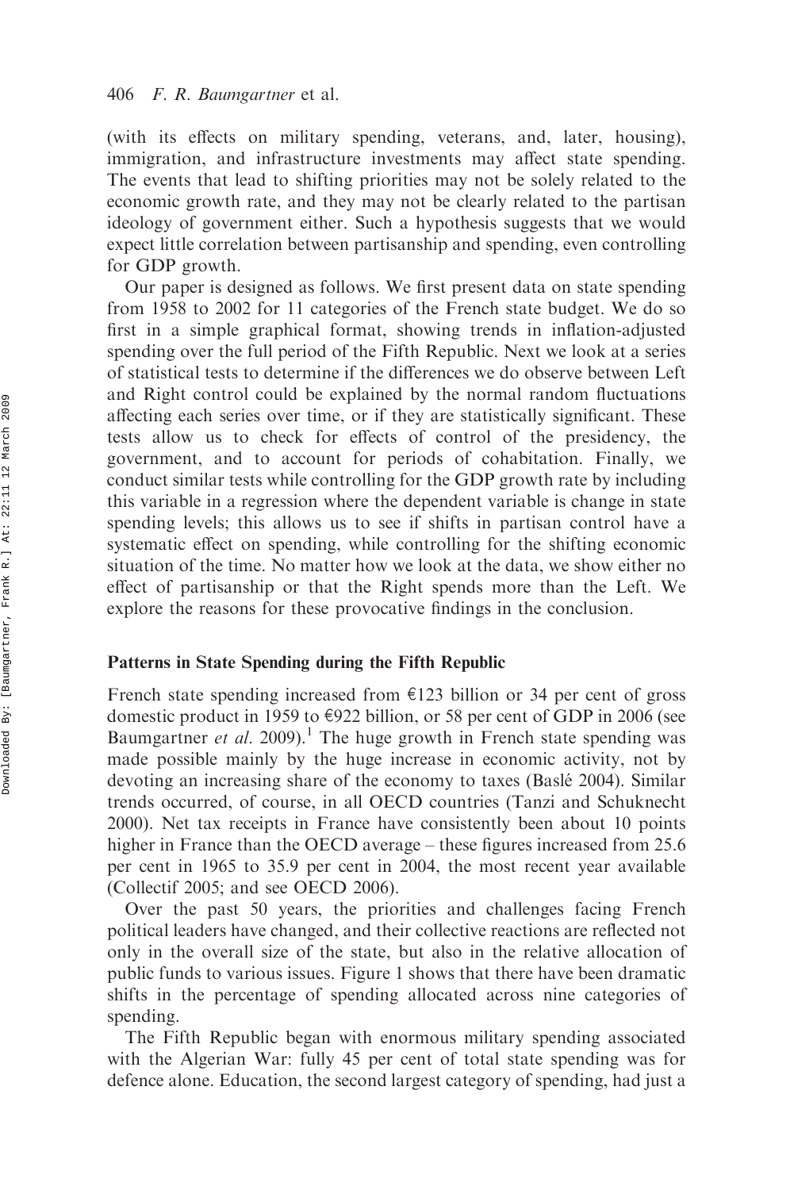(with its effects on military spending, veterans, and, later, housing), immigration, and infrastructure investments may affect state spending. The events that lead to shifting priorities may not be solely related to the economic growth rate, and they may not be clearly related to the partisan ideology of government either. Such a hypothesis suggests that we would expect little correlation between partisanship and spending, even controlling for GDP growth.

Our paper is designed as follows. We first present data on state spending from 1958 to 2002 for 11 categories of the French state budget. We do so first in a simple graphical format, showing trends in inflation-adjusted spending over the full period of the Fifth Republic. Next we look at a series of statistical tests to determine if the differences we do observe between Left and Right control could be explained by the normal random fluctuations affecting each series over time, or if they are statistically significant. These tests allow us to check for effects of control of the presidency, the government, and to account for periods of cohabitation. Finally, we conduct similar tests while controlling for the GDP growth rate by including this variable in a regression where the dependent variable is change in state spending levels; this allows us to see if shifts in partisan control have a systematic effect on spending, while controlling for the shifting economic situation of the time. No matter how we look at the data, we show either no effect of partisanship or that the Right spends more than the Left. We explore the reasons for these provocative findings in the conclusion.

## Patterns in State Spending during the Fifth Republic

French state spending increased from €123 billion or 34 per cent of gross domestic product in 1959 to €922 billion, or 58 per cent of GDP in 2006 (see Baumgartner *et al.* 2009).[1] The huge growth in French state spending was made possible mainly by the huge increase in economic activity, not by devoting an increasing share of the economy to taxes (Baslé 2004). Similar trends occurred, of course, in all OECD countries (Tanzi and Schuknecht 2000). Net tax receipts in France have consistently been about 10 points higher in France than the OECD average – these figures increased from 25.6 per cent in 1965 to 35.9 per cent in 2004, the most recent year available (Collectif 2005; and see OECD 2006).

Over the past 50 years, the priorities and challenges facing French political leaders have changed, and their collective reactions are reflected not only in the overall size of the state, but also in the relative allocation of public funds to various issues. Figure 1 shows that there have been dramatic shifts in the percentage of spending allocated across nine categories of spending.

The Fifth Republic began with enormous military spending associated with the Algerian War: fully 45 per cent of total state spending was for defence alone. Education, the second largest category of spending, had just a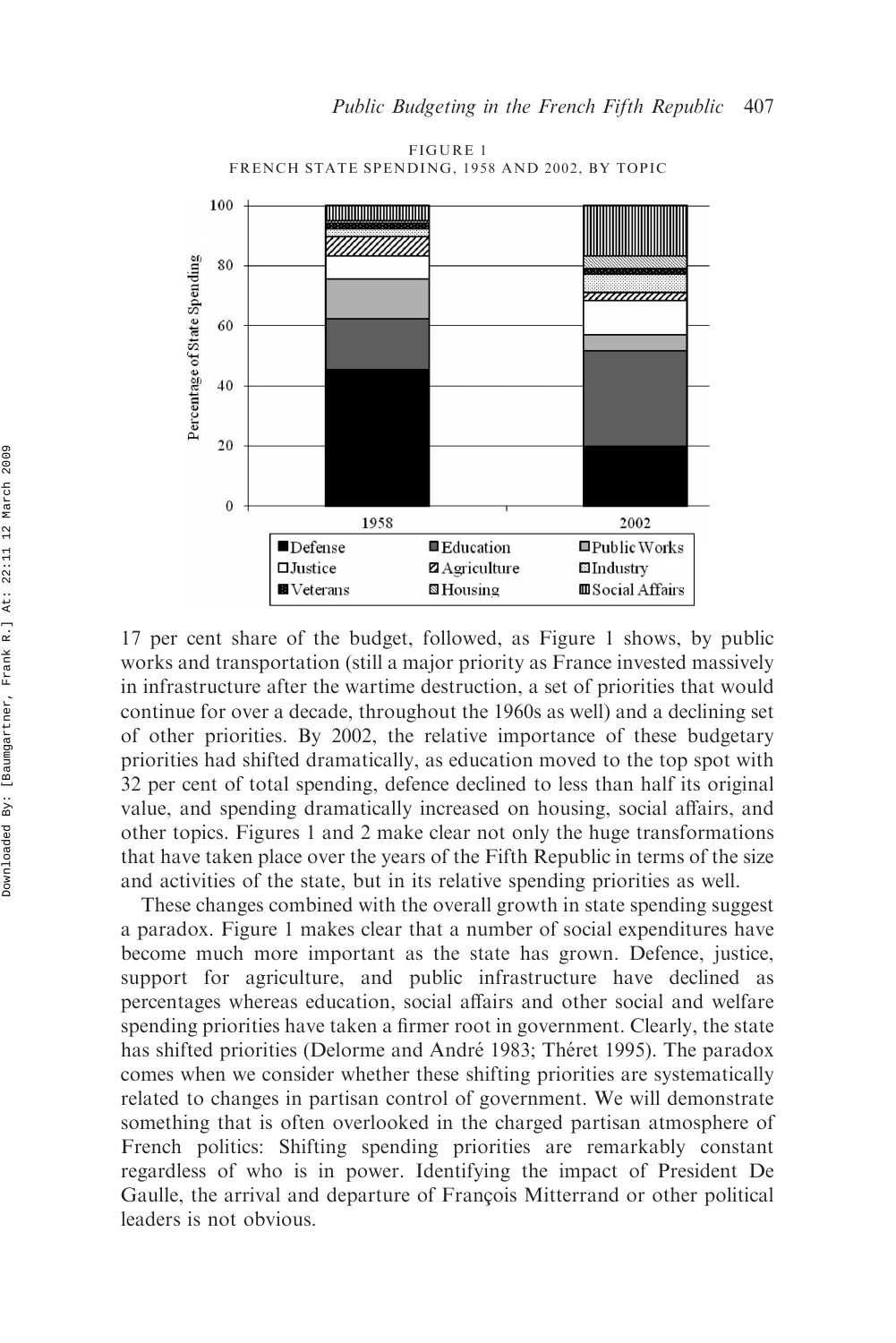FIGURE 1
FRENCH STATE SPENDING, 1958 AND 2002, BY TOPIC

17 per cent share of the budget, followed, as Figure 1 shows, by public works and transportation (still a major priority as France invested massively in infrastructure after the wartime destruction, a set of priorities that would continue for over a decade, throughout the 1960s as well) and a declining set of other priorities. By 2002, the relative importance of these budgetary priorities had shifted dramatically, as education moved to the top spot with 32 per cent of total spending, defence declined to less than half its original value, and spending dramatically increased on housing, social affairs, and other topics. Figures 1 and 2 make clear not only the huge transformations that have taken place over the years of the Fifth Republic in terms of the size and activities of the state, but in its relative spending priorities as well.

These changes combined with the overall growth in state spending suggest a paradox. Figure 1 makes clear that a number of social expenditures have become much more important as the state has grown. Defence, justice, support for agriculture, and public infrastructure have declined as percentages whereas education, social affairs and other social and welfare spending priorities have taken a firmer root in government. Clearly, the state has shifted priorities (Delorme and André 1983; Théret 1995). The paradox comes when we consider whether these shifting priorities are systematically related to changes in partisan control of government. We will demonstrate something that is often overlooked in the charged partisan atmosphere of French politics: Shifting spending priorities are remarkably constant regardless of who is in power. Identifying the impact of President De Gaulle, the arrival and departure of François Mitterrand or other political leaders is not obvious.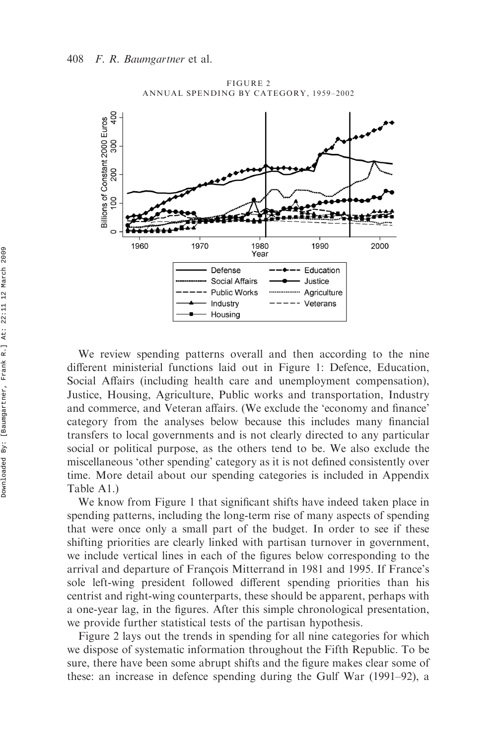FIGURE 2
ANNUAL SPENDING BY CATEGORY, 1959–2002

We review spending patterns overall and then according to the nine different ministerial functions laid out in Figure 1: Defence, Education, Social Affairs (including health care and unemployment compensation), Justice, Housing, Agriculture, Public works and transportation, Industry and commerce, and Veteran affairs. (We exclude the 'economy and finance' category from the analyses below because this includes many financial transfers to local governments and is not clearly directed to any particular social or political purpose, as the others tend to be. We also exclude the miscellaneous 'other spending' category as it is not defined consistently over time. More detail about our spending categories is included in Appendix Table A1.)

We know from Figure 1 that significant shifts have indeed taken place in spending patterns, including the long-term rise of many aspects of spending that were once only a small part of the budget. In order to see if these shifting priorities are clearly linked with partisan turnover in government, we include vertical lines in each of the figures below corresponding to the arrival and departure of François Mitterrand in 1981 and 1995. If France's sole left-wing president followed different spending priorities than his centrist and right-wing counterparts, these should be apparent, perhaps with a one-year lag, in the figures. After this simple chronological presentation, we provide further statistical tests of the partisan hypothesis.

Figure 2 lays out the trends in spending for all nine categories for which we dispose of systematic information throughout the Fifth Republic. To be sure, there have been some abrupt shifts and the figure makes clear some of these: an increase in defence spending during the Gulf War (1991–92), a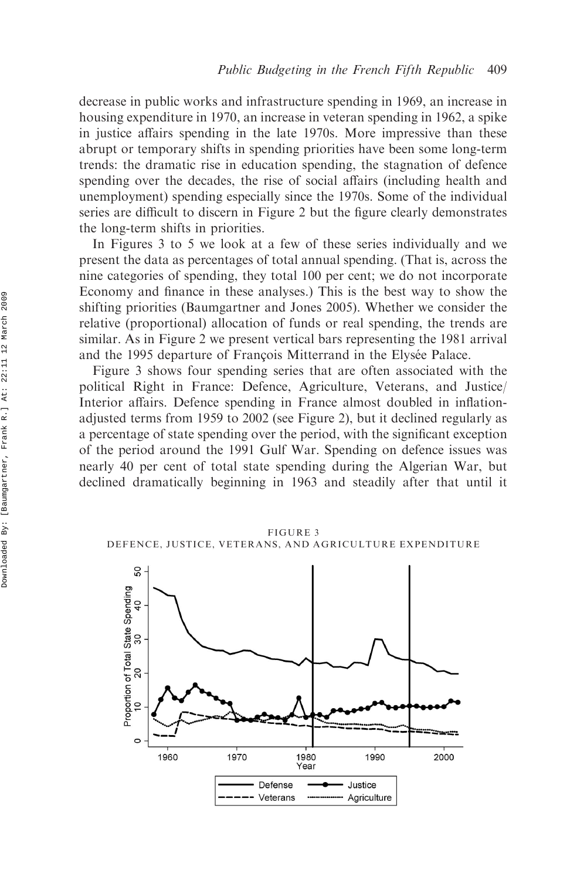decrease in public works and infrastructure spending in 1969, an increase in housing expenditure in 1970, an increase in veteran spending in 1962, a spike in justice affairs spending in the late 1970s. More impressive than these abrupt or temporary shifts in spending priorities have been some long-term trends: the dramatic rise in education spending, the stagnation of defence spending over the decades, the rise of social affairs (including health and unemployment) spending especially since the 1970s. Some of the individual series are difficult to discern in Figure 2 but the figure clearly demonstrates the long-term shifts in priorities.

In Figures 3 to 5 we look at a few of these series individually and we present the data as percentages of total annual spending. (That is, across the nine categories of spending, they total 100 per cent; we do not incorporate Economy and finance in these analyses.) This is the best way to show the shifting priorities (Baumgartner and Jones 2005). Whether we consider the relative (proportional) allocation of funds or real spending, the trends are similar. As in Figure 2 we present vertical bars representing the 1981 arrival and the 1995 departure of François Mitterrand in the Elysée Palace.

Figure 3 shows four spending series that are often associated with the political Right in France: Defence, Agriculture, Veterans, and Justice/ Interior affairs. Defence spending in France almost doubled in inflation-adjusted terms from 1959 to 2002 (see Figure 2), but it declined regularly as a percentage of state spending over the period, with the significant exception of the period around the 1991 Gulf War. Spending on defence issues was nearly 40 per cent of total state spending during the Algerian War, but declined dramatically beginning in 1963 and steadily after that until it

FIGURE 3
DEFENCE, JUSTICE, VETERANS, AND AGRICULTURE EXPENDITURE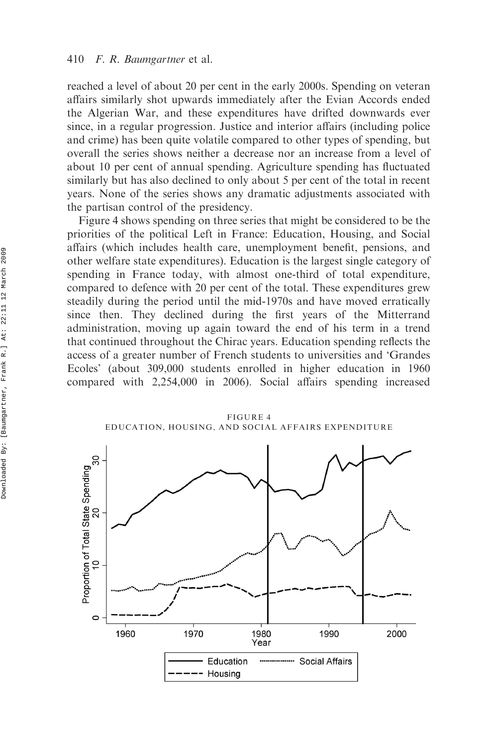reached a level of about 20 per cent in the early 2000s. Spending on veteran affairs similarly shot upwards immediately after the Evian Accords ended the Algerian War, and these expenditures have drifted downwards ever since, in a regular progression. Justice and interior affairs (including police and crime) has been quite volatile compared to other types of spending, but overall the series shows neither a decrease nor an increase from a level of about 10 per cent of annual spending. Agriculture spending has fluctuated similarly but has also declined to only about 5 per cent of the total in recent years. None of the series shows any dramatic adjustments associated with the partisan control of the presidency.

Figure 4 shows spending on three series that might be considered to be the priorities of the political Left in France: Education, Housing, and Social affairs (which includes health care, unemployment benefit, pensions, and other welfare state expenditures). Education is the largest single category of spending in France today, with almost one-third of total expenditure, compared to defence with 20 per cent of the total. These expenditures grew steadily during the period until the mid-1970s and have moved erratically since then. They declined during the first years of the Mitterrand administration, moving up again toward the end of his term in a trend that continued throughout the Chirac years. Education spending reflects the access of a greater number of French students to universities and 'Grandes Ecoles' (about 309,000 students enrolled in higher education in 1960 compared with 2,254,000 in 2006). Social affairs spending increased

FIGURE 4
EDUCATION, HOUSING, AND SOCIAL AFFAIRS EXPENDITURE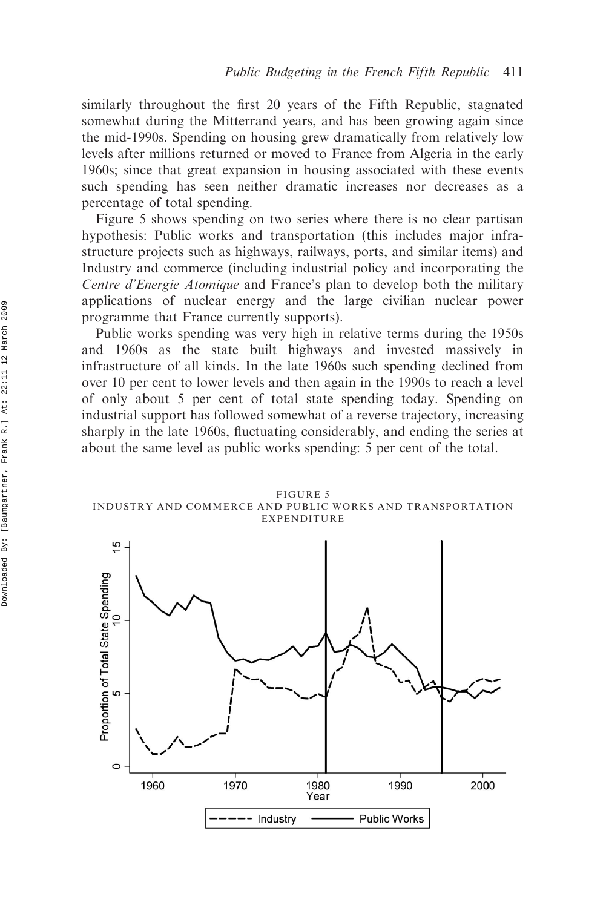similarly throughout the first 20 years of the Fifth Republic, stagnated somewhat during the Mitterrand years, and has been growing again since the mid-1990s. Spending on housing grew dramatically from relatively low levels after millions returned or moved to France from Algeria in the early 1960s; since that great expansion in housing associated with these events such spending has seen neither dramatic increases nor decreases as a percentage of total spending.

Figure 5 shows spending on two series where there is no clear partisan hypothesis: Public works and transportation (this includes major infrastructure projects such as highways, railways, ports, and similar items) and Industry and commerce (including industrial policy and incorporating the *Centre d'Energie Atomique* and France's plan to develop both the military applications of nuclear energy and the large civilian nuclear power programme that France currently supports).

Public works spending was very high in relative terms during the 1950s and 1960s as the state built highways and invested massively in infrastructure of all kinds. In the late 1960s such spending declined from over 10 per cent to lower levels and then again in the 1990s to reach a level of only about 5 per cent of total state spending today. Spending on industrial support has followed somewhat of a reverse trajectory, increasing sharply in the late 1960s, fluctuating considerably, and ending the series at about the same level as public works spending: 5 per cent of the total.

FIGURE 5
INDUSTRY AND COMMERCE AND PUBLIC WORKS AND TRANSPORTATION EXPENDITURE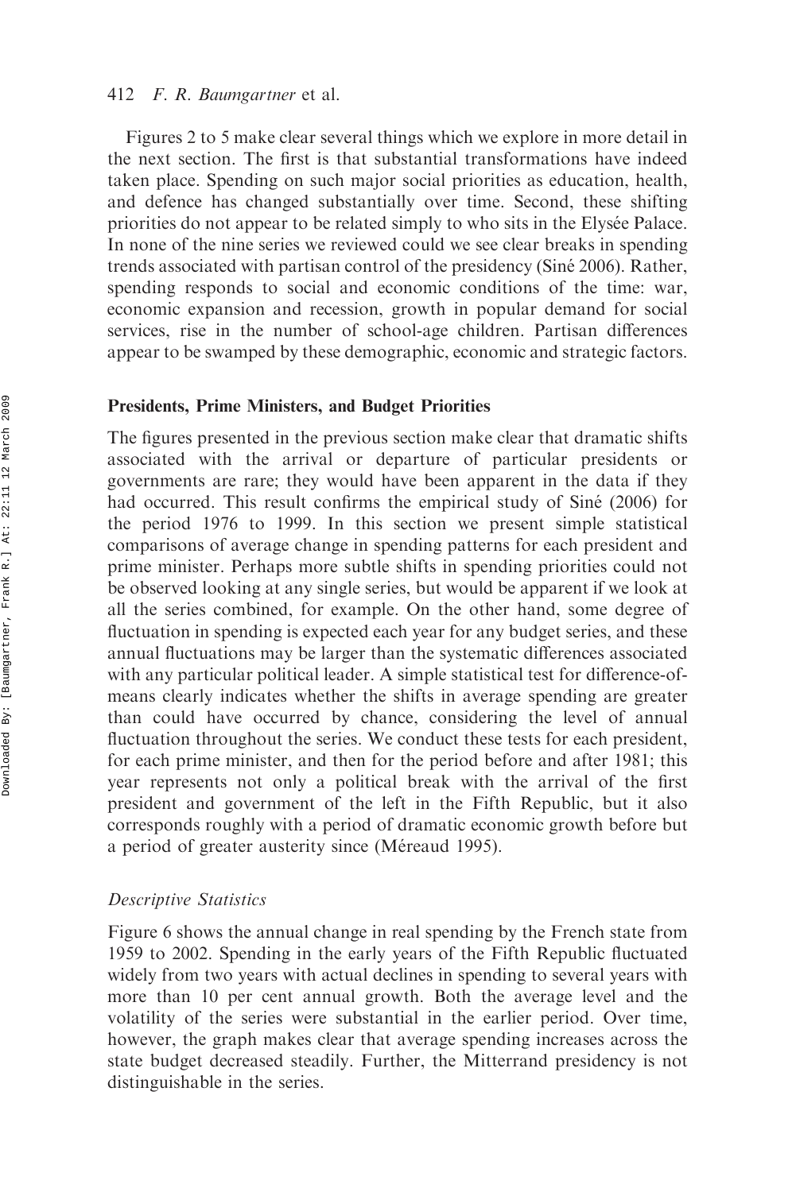Figures 2 to 5 make clear several things which we explore in more detail in the next section. The first is that substantial transformations have indeed taken place. Spending on such major social priorities as education, health, and defence has changed substantially over time. Second, these shifting priorities do not appear to be related simply to who sits in the Elysée Palace. In none of the nine series we reviewed could we see clear breaks in spending trends associated with partisan control of the presidency (Siné 2006). Rather, spending responds to social and economic conditions of the time: war, economic expansion and recession, growth in popular demand for social services, rise in the number of school-age children. Partisan differences appear to be swamped by these demographic, economic and strategic factors.

## Presidents, Prime Ministers, and Budget Priorities

The figures presented in the previous section make clear that dramatic shifts associated with the arrival or departure of particular presidents or governments are rare; they would have been apparent in the data if they had occurred. This result confirms the empirical study of Siné (2006) for the period 1976 to 1999. In this section we present simple statistical comparisons of average change in spending patterns for each president and prime minister. Perhaps more subtle shifts in spending priorities could not be observed looking at any single series, but would be apparent if we look at all the series combined, for example. On the other hand, some degree of fluctuation in spending is expected each year for any budget series, and these annual fluctuations may be larger than the systematic differences associated with any particular political leader. A simple statistical test for difference-of-means clearly indicates whether the shifts in average spending are greater than could have occurred by chance, considering the level of annual fluctuation throughout the series. We conduct these tests for each president, for each prime minister, and then for the period before and after 1981; this year represents not only a political break with the arrival of the first president and government of the left in the Fifth Republic, but it also corresponds roughly with a period of dramatic economic growth before but a period of greater austerity since (Méreaud 1995).

### *Descriptive Statistics*

Figure 6 shows the annual change in real spending by the French state from 1959 to 2002. Spending in the early years of the Fifth Republic fluctuated widely from two years with actual declines in spending to several years with more than 10 per cent annual growth. Both the average level and the volatility of the series were substantial in the earlier period. Over time, however, the graph makes clear that average spending increases across the state budget decreased steadily. Further, the Mitterrand presidency is not distinguishable in the series.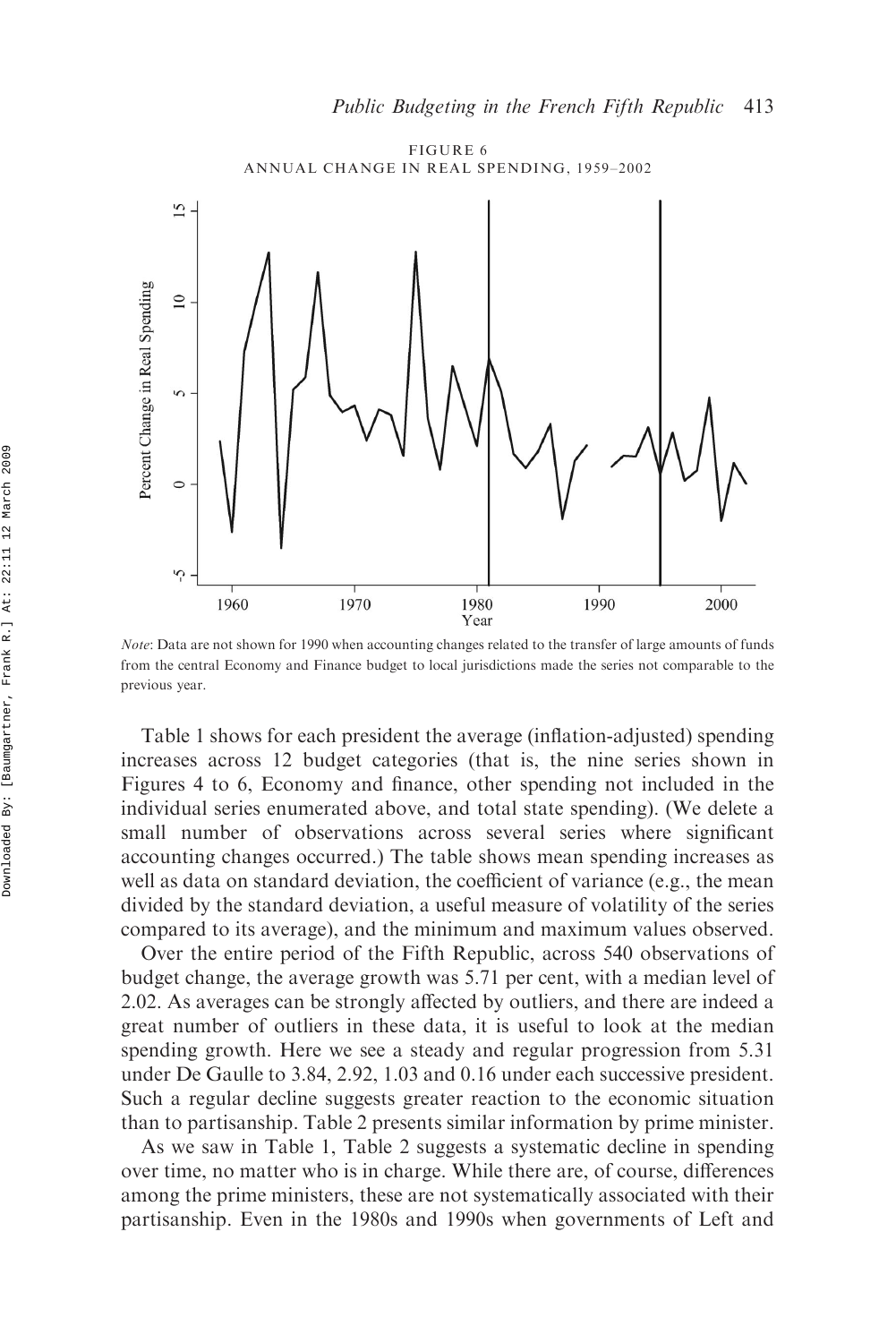FIGURE 6
ANNUAL CHANGE IN REAL SPENDING, 1959–2002

*Note*: Data are not shown for 1990 when accounting changes related to the transfer of large amounts of funds from the central Economy and Finance budget to local jurisdictions made the series not comparable to the previous year.

Table 1 shows for each president the average (inflation-adjusted) spending increases across 12 budget categories (that is, the nine series shown in Figures 4 to 6, Economy and finance, other spending not included in the individual series enumerated above, and total state spending). (We delete a small number of observations across several series where significant accounting changes occurred.) The table shows mean spending increases as well as data on standard deviation, the coefficient of variance (e.g., the mean divided by the standard deviation, a useful measure of volatility of the series compared to its average), and the minimum and maximum values observed.

Over the entire period of the Fifth Republic, across 540 observations of budget change, the average growth was 5.71 per cent, with a median level of 2.02. As averages can be strongly affected by outliers, and there are indeed a great number of outliers in these data, it is useful to look at the median spending growth. Here we see a steady and regular progression from 5.31 under De Gaulle to 3.84, 2.92, 1.03 and 0.16 under each successive president. Such a regular decline suggests greater reaction to the economic situation than to partisanship. Table 2 presents similar information by prime minister.

As we saw in Table 1, Table 2 suggests a systematic decline in spending over time, no matter who is in charge. While there are, of course, differences among the prime ministers, these are not systematically associated with their partisanship. Even in the 1980s and 1990s when governments of Left and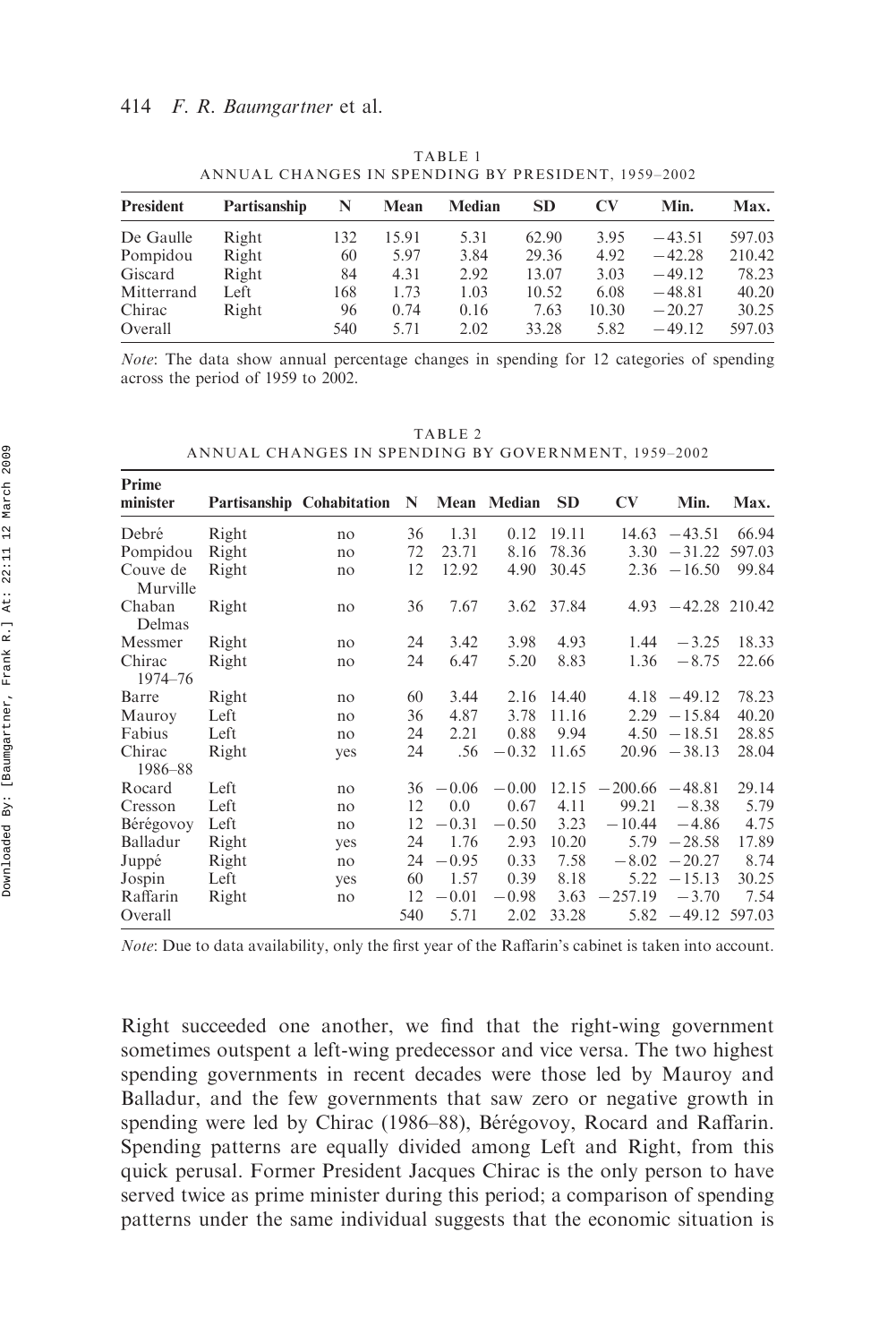TABLE 1
ANNUAL CHANGES IN SPENDING BY PRESIDENT, 1959–2002

| President | Partisanship | N | Mean | Median | SD | CV | Min. | Max. |
|---|---|---|---|---|---|---|---|---|
| De Gaulle | Right | 132 | 15.91 | 5.31 | 62.90 | 3.95 | −43.51 | 597.03 |
| Pompidou | Right | 60 | 5.97 | 3.84 | 29.36 | 4.92 | −42.28 | 210.42 |
| Giscard | Right | 84 | 4.31 | 2.92 | 13.07 | 3.03 | −49.12 | 78.23 |
| Mitterrand | Left | 168 | 1.73 | 1.03 | 10.52 | 6.08 | −48.81 | 40.20 |
| Chirac | Right | 96 | 0.74 | 0.16 | 7.63 | 10.30 | −20.27 | 30.25 |
| Overall | | 540 | 5.71 | 2.02 | 33.28 | 5.82 | −49.12 | 597.03 |

*Note*: The data show annual percentage changes in spending for 12 categories of spending across the period of 1959 to 2002.

TABLE 2
ANNUAL CHANGES IN SPENDING BY GOVERNMENT, 1959–2002

| Prime minister | Partisanship | Cohabitation | N | Mean | Median | SD | CV | Min. | Max. |
|---|---|---|---|---|---|---|---|---|---|
| Debré | Right | no | 36 | 1.31 | 0.12 | 19.11 | 14.63 | −43.51 | 66.94 |
| Pompidou | Right | no | 72 | 23.71 | 8.16 | 78.36 | 3.30 | −31.22 | 597.03 |
| Couve de Murville | Right | no | 12 | 12.92 | 4.90 | 30.45 | 2.36 | −16.50 | 99.84 |
| Chaban Delmas | Right | no | 36 | 7.67 | 3.62 | 37.84 | 4.93 | −42.28 | 210.42 |
| Messmer | Right | no | 24 | 3.42 | 3.98 | 4.93 | 1.44 | −3.25 | 18.33 |
| Chirac 1974–76 | Right | no | 24 | 6.47 | 5.20 | 8.83 | 1.36 | −8.75 | 22.66 |
| Barre | Right | no | 60 | 3.44 | 2.16 | 14.40 | 4.18 | −49.12 | 78.23 |
| Mauroy | Left | no | 36 | 4.87 | 3.78 | 11.16 | 2.29 | −15.84 | 40.20 |
| Fabius | Left | no | 24 | 2.21 | 0.88 | 9.94 | 4.50 | −18.51 | 28.85 |
| Chirac 1986–88 | Right | yes | 24 | .56 | −0.32 | 11.65 | 20.96 | −38.13 | 28.04 |
| Rocard | Left | no | 36 | −0.06 | −0.00 | 12.15 | −200.66 | −48.81 | 29.14 |
| Cresson | Left | no | 12 | 0.0 | 0.67 | 4.11 | 99.21 | −8.38 | 5.79 |
| Bérégovoy | Left | no | 12 | −0.31 | −0.50 | 3.23 | −10.44 | −4.86 | 4.75 |
| Balladur | Right | yes | 24 | 1.76 | 2.93 | 10.20 | 5.79 | −28.58 | 17.89 |
| Juppé | Right | no | 24 | −0.95 | 0.33 | 7.58 | −8.02 | −20.27 | 8.74 |
| Jospin | Left | yes | 60 | 1.57 | 0.39 | 8.18 | 5.22 | −15.13 | 30.25 |
| Raffarin | Right | no | 12 | −0.01 | −0.98 | 3.63 | −257.19 | −3.70 | 7.54 |
| Overall | | | 540 | 5.71 | 2.02 | 33.28 | 5.82 | −49.12 | 597.03 |

*Note*: Due to data availability, only the first year of the Raffarin's cabinet is taken into account.

Right succeeded one another, we find that the right-wing government sometimes outspent a left-wing predecessor and vice versa. The two highest spending governments in recent decades were those led by Mauroy and Balladur, and the few governments that saw zero or negative growth in spending were led by Chirac (1986–88), Bérégovoy, Rocard and Raffarin. Spending patterns are equally divided among Left and Right, from this quick perusal. Former President Jacques Chirac is the only person to have served twice as prime minister during this period; a comparison of spending patterns under the same individual suggests that the economic situation is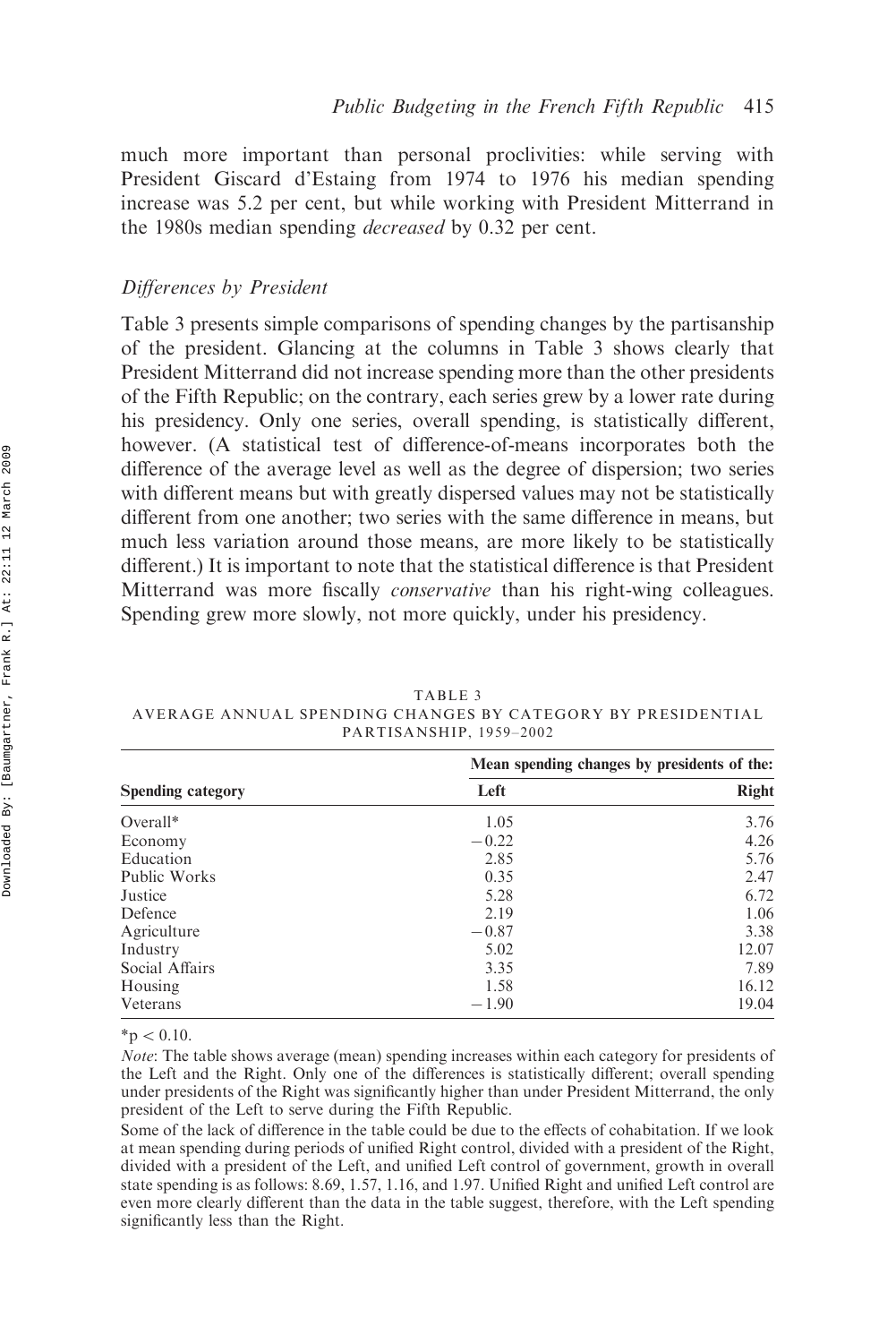much more important than personal proclivities: while serving with President Giscard d'Estaing from 1974 to 1976 his median spending increase was 5.2 per cent, but while working with President Mitterrand in the 1980s median spending *decreased* by 0.32 per cent.

### *Differences by President*

Table 3 presents simple comparisons of spending changes by the partisanship of the president. Glancing at the columns in Table 3 shows clearly that President Mitterrand did not increase spending more than the other presidents of the Fifth Republic; on the contrary, each series grew by a lower rate during his presidency. Only one series, overall spending, is statistically different, however. (A statistical test of difference-of-means incorporates both the difference of the average level as well as the degree of dispersion; two series with different means but with greatly dispersed values may not be statistically different from one another; two series with the same difference in means, but much less variation around those means, are more likely to be statistically different.) It is important to note that the statistical difference is that President Mitterrand was more fiscally *conservative* than his right-wing colleagues. Spending grew more slowly, not more quickly, under his presidency.

TABLE 3
AVERAGE ANNUAL SPENDING CHANGES BY CATEGORY BY PRESIDENTIAL PARTISANSHIP, 1959–2002

| | Mean spending changes by presidents of the: | |
|---|---|---|
| **Spending category** | **Left** | **Right** |
| Overall* | 1.05 | 3.76 |
| Economy | −0.22 | 4.26 |
| Education | 2.85 | 5.76 |
| Public Works | 0.35 | 2.47 |
| Justice | 5.28 | 6.72 |
| Defence | 2.19 | 1.06 |
| Agriculture | −0.87 | 3.38 |
| Industry | 5.02 | 12.07 |
| Social Affairs | 3.35 | 7.89 |
| Housing | 1.58 | 16.12 |
| Veterans | −1.90 | 19.04 |

*$p < 0.10$.

*Note*: The table shows average (mean) spending increases within each category for presidents of the Left and the Right. Only one of the differences is statistically different; overall spending under presidents of the Right was significantly higher than under President Mitterrand, the only president of the Left to serve during the Fifth Republic.

Some of the lack of difference in the table could be due to the effects of cohabitation. If we look at mean spending during periods of unified Right control, divided with a president of the Right, divided with a president of the Left, and unified Left control of government, growth in overall state spending is as follows: 8.69, 1.57, 1.16, and 1.97. Unified Right and unified Left control are even more clearly different than the data in the table suggest, therefore, with the Left spending significantly less than the Right.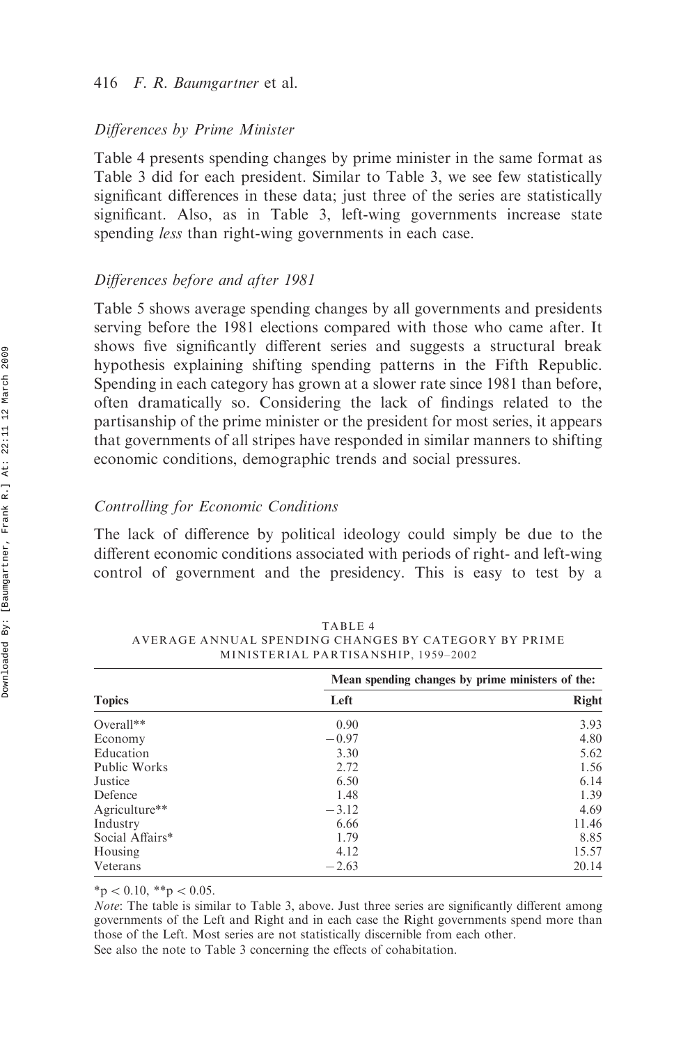### *Differences by Prime Minister*

Table 4 presents spending changes by prime minister in the same format as Table 3 did for each president. Similar to Table 3, we see few statistically significant differences in these data; just three of the series are statistically significant. Also, as in Table 3, left-wing governments increase state spending *less* than right-wing governments in each case.

### *Differences before and after 1981*

Table 5 shows average spending changes by all governments and presidents serving before the 1981 elections compared with those who came after. It shows five significantly different series and suggests a structural break hypothesis explaining shifting spending patterns in the Fifth Republic. Spending in each category has grown at a slower rate since 1981 than before, often dramatically so. Considering the lack of findings related to the partisanship of the prime minister or the president for most series, it appears that governments of all stripes have responded in similar manners to shifting economic conditions, demographic trends and social pressures.

### *Controlling for Economic Conditions*

The lack of difference by political ideology could simply be due to the different economic conditions associated with periods of right- and left-wing control of government and the presidency. This is easy to test by a

TABLE 4
AVERAGE ANNUAL SPENDING CHANGES BY CATEGORY BY PRIME MINISTERIAL PARTISANSHIP, 1959–2002

| | Mean spending changes by prime ministers of the: | |
|---|---|---|
| **Topics** | **Left** | **Right** |
| Overall** | 0.90 | 3.93 |
| Economy | −0.97 | 4.80 |
| Education | 3.30 | 5.62 |
| Public Works | 2.72 | 1.56 |
| Justice | 6.50 | 6.14 |
| Defence | 1.48 | 1.39 |
| Agriculture** | −3.12 | 4.69 |
| Industry | 6.66 | 11.46 |
| Social Affairs* | 1.79 | 8.85 |
| Housing | 4.12 | 15.57 |
| Veterans | −2.63 | 20.14 |

*$p < 0.10$, **$p < 0.05$.

*Note*: The table is similar to Table 3, above. Just three series are significantly different among governments of the Left and Right and in each case the Right governments spend more than those of the Left. Most series are not statistically discernible from each other.
See also the note to Table 3 concerning the effects of cohabitation.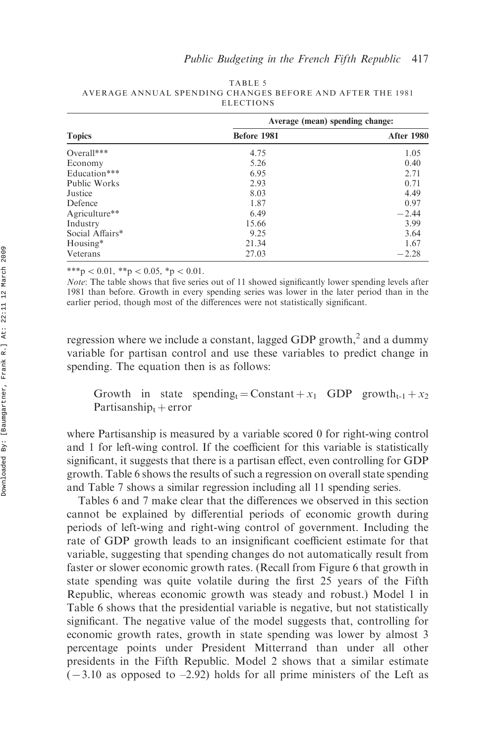TABLE 5
AVERAGE ANNUAL SPENDING CHANGES BEFORE AND AFTER THE 1981 ELECTIONS

| Topics | Average (mean) spending change: | |
|---|---|---|
| | Before 1981 | After 1980 |
| Overall*** | 4.75 | 1.05 |
| Economy | 5.26 | 0.40 |
| Education*** | 6.95 | 2.71 |
| Public Works | 2.93 | 0.71 |
| Justice | 8.03 | 4.49 |
| Defence | 1.87 | 0.97 |
| Agriculture** | 6.49 | −2.44 |
| Industry | 15.66 | 3.99 |
| Social Affairs* | 9.25 | 3.64 |
| Housing* | 21.34 | 1.67 |
| Veterans | 27.03 | −2.28 |

***$p < 0.01$, **$p < 0.05$, *$p < 0.01$.

*Note*: The table shows that five series out of 11 showed significantly lower spending levels after 1981 than before. Growth in every spending series was lower in the later period than in the earlier period, though most of the differences were not statistically significant.

regression where we include a constant, lagged GDP growth,[2] and a dummy variable for partisan control and use these variables to predict change in spending. The equation then is as follows:

$$\text{Growth in state spending}_t = \text{Constant} + x_1 \text{ GDP growth}_{t-1} + x_2 \text{ Partisanship}_t + \text{error}$$

where Partisanship is measured by a variable scored 0 for right-wing control and 1 for left-wing control. If the coefficient for this variable is statistically significant, it suggests that there is a partisan effect, even controlling for GDP growth. Table 6 shows the results of such a regression on overall state spending and Table 7 shows a similar regression including all 11 spending series.

Tables 6 and 7 make clear that the differences we observed in this section cannot be explained by differential periods of economic growth during periods of left-wing and right-wing control of government. Including the rate of GDP growth leads to an insignificant coefficient estimate for that variable, suggesting that spending changes do not automatically result from faster or slower economic growth rates. (Recall from Figure 6 that growth in state spending was quite volatile during the first 25 years of the Fifth Republic, whereas economic growth was steady and robust.) Model 1 in Table 6 shows that the presidential variable is negative, but not statistically significant. The negative value of the model suggests that, controlling for economic growth rates, growth in state spending was lower by almost 3 percentage points under President Mitterrand than under all other presidents in the Fifth Republic. Model 2 shows that a similar estimate (−3.10 as opposed to –2.92) holds for all prime ministers of the Left as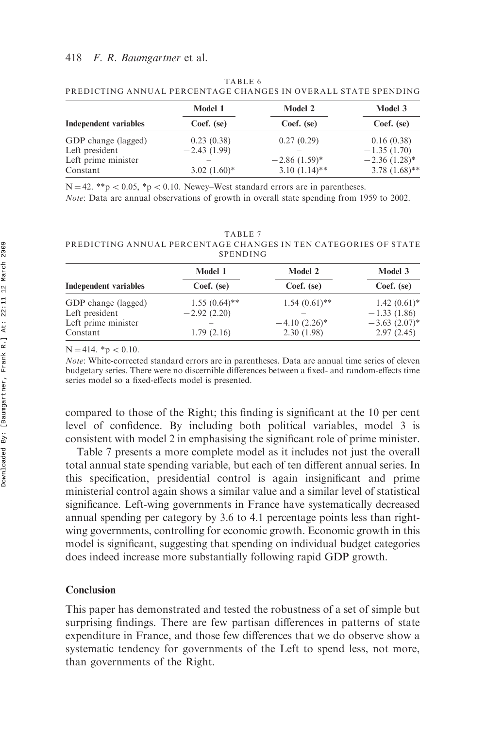TABLE 6
PREDICTING ANNUAL PERCENTAGE CHANGES IN OVERALL STATE SPENDING

| | Model 1 | Model 2 | Model 3 |
|---|---|---|---|
| Independent variables | Coef. (se) | Coef. (se) | Coef. (se) |
| GDP change (lagged) | 0.23 (0.38) | 0.27 (0.29) | 0.16 (0.38) |
| Left president | −2.43 (1.99) | – | −1.35 (1.70) |
| Left prime minister | – | −2.86 (1.59)* | −2.36 (1.28)* |
| Constant | 3.02 (1.60)* | 3.10 (1.14)** | 3.78 (1.68)** |

N = 42. **p < 0.05, *p < 0.10. Newey–West standard errors are in parentheses.

*Note*: Data are annual observations of growth in overall state spending from 1959 to 2002.

TABLE 7
PREDICTING ANNUAL PERCENTAGE CHANGES IN TEN CATEGORIES OF STATE SPENDING

| | Model 1 | Model 2 | Model 3 |
|---|---|---|---|
| Independent variables | Coef. (se) | Coef. (se) | Coef. (se) |
| GDP change (lagged) | 1.55 (0.64)** | 1.54 (0.61)** | 1.42 (0.61)* |
| Left president | −2.92 (2.20) | – | −1.33 (1.86) |
| Left prime minister | – | −4.10 (2.26)* | −3.63 (2.07)* |
| Constant | 1.79 (2.16) | 2.30 (1.98) | 2.97 (2.45) |

N = 414. *p < 0.10.

*Note*: White-corrected standard errors are in parentheses. Data are annual time series of eleven budgetary series. There were no discernible differences between a fixed- and random-effects time series model so a fixed-effects model is presented.

compared to those of the Right; this finding is significant at the 10 per cent level of confidence. By including both political variables, model 3 is consistent with model 2 in emphasising the significant role of prime minister.

Table 7 presents a more complete model as it includes not just the overall total annual state spending variable, but each of ten different annual series. In this specification, presidential control is again insignificant and prime ministerial control again shows a similar value and a similar level of statistical significance. Left-wing governments in France have systematically decreased annual spending per category by 3.6 to 4.1 percentage points less than right-wing governments, controlling for economic growth. Economic growth in this model is significant, suggesting that spending on individual budget categories does indeed increase more substantially following rapid GDP growth.

## Conclusion

This paper has demonstrated and tested the robustness of a set of simple but surprising findings. There are few partisan differences in patterns of state expenditure in France, and those few differences that we do observe show a systematic tendency for governments of the Left to spend less, not more, than governments of the Right.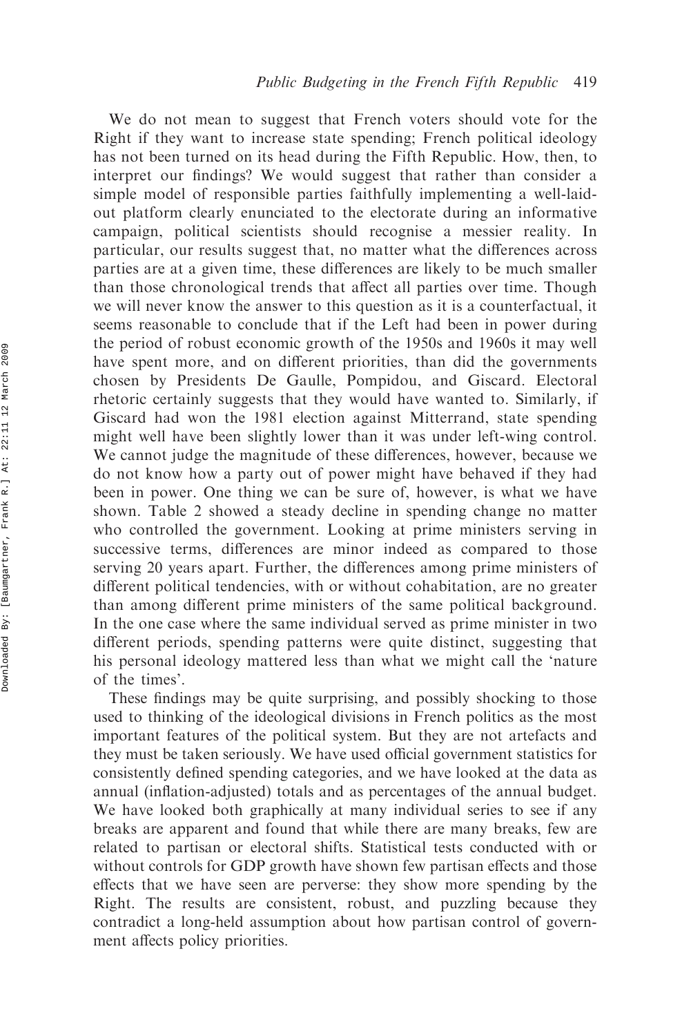We do not mean to suggest that French voters should vote for the Right if they want to increase state spending; French political ideology has not been turned on its head during the Fifth Republic. How, then, to interpret our findings? We would suggest that rather than consider a simple model of responsible parties faithfully implementing a well-laid-out platform clearly enunciated to the electorate during an informative campaign, political scientists should recognise a messier reality. In particular, our results suggest that, no matter what the differences across parties are at a given time, these differences are likely to be much smaller than those chronological trends that affect all parties over time. Though we will never know the answer to this question as it is a counterfactual, it seems reasonable to conclude that if the Left had been in power during the period of robust economic growth of the 1950s and 1960s it may well have spent more, and on different priorities, than did the governments chosen by Presidents De Gaulle, Pompidou, and Giscard. Electoral rhetoric certainly suggests that they would have wanted to. Similarly, if Giscard had won the 1981 election against Mitterrand, state spending might well have been slightly lower than it was under left-wing control. We cannot judge the magnitude of these differences, however, because we do not know how a party out of power might have behaved if they had been in power. One thing we can be sure of, however, is what we have shown. Table 2 showed a steady decline in spending change no matter who controlled the government. Looking at prime ministers serving in successive terms, differences are minor indeed as compared to those serving 20 years apart. Further, the differences among prime ministers of different political tendencies, with or without cohabitation, are no greater than among different prime ministers of the same political background. In the one case where the same individual served as prime minister in two different periods, spending patterns were quite distinct, suggesting that his personal ideology mattered less than what we might call the 'nature of the times'.

These findings may be quite surprising, and possibly shocking to those used to thinking of the ideological divisions in French politics as the most important features of the political system. But they are not artefacts and they must be taken seriously. We have used official government statistics for consistently defined spending categories, and we have looked at the data as annual (inflation-adjusted) totals and as percentages of the annual budget. We have looked both graphically at many individual series to see if any breaks are apparent and found that while there are many breaks, few are related to partisan or electoral shifts. Statistical tests conducted with or without controls for GDP growth have shown few partisan effects and those effects that we have seen are perverse: they show more spending by the Right. The results are consistent, robust, and puzzling because they contradict a long-held assumption about how partisan control of government affects policy priorities.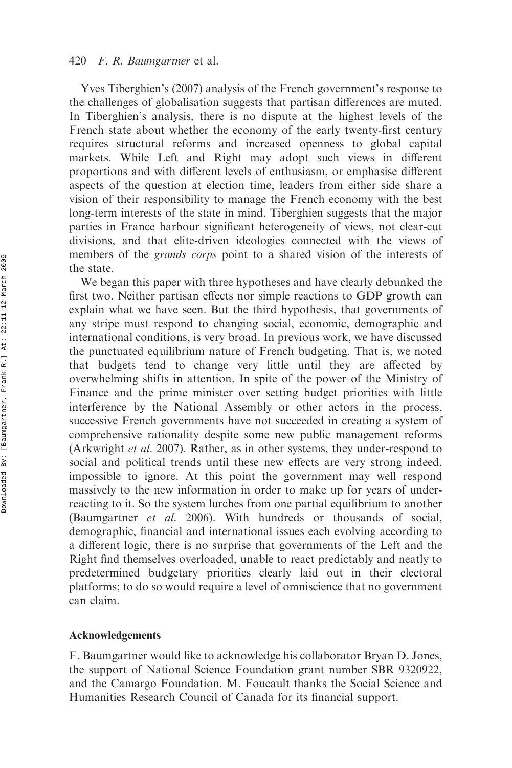Yves Tiberghien's (2007) analysis of the French government's response to the challenges of globalisation suggests that partisan differences are muted. In Tiberghien's analysis, there is no dispute at the highest levels of the French state about whether the economy of the early twenty-first century requires structural reforms and increased openness to global capital markets. While Left and Right may adopt such views in different proportions and with different levels of enthusiasm, or emphasise different aspects of the question at election time, leaders from either side share a vision of their responsibility to manage the French economy with the best long-term interests of the state in mind. Tiberghien suggests that the major parties in France harbour significant heterogeneity of views, not clear-cut divisions, and that elite-driven ideologies connected with the views of members of the *grands corps* point to a shared vision of the interests of the state.

We began this paper with three hypotheses and have clearly debunked the first two. Neither partisan effects nor simple reactions to GDP growth can explain what we have seen. But the third hypothesis, that governments of any stripe must respond to changing social, economic, demographic and international conditions, is very broad. In previous work, we have discussed the punctuated equilibrium nature of French budgeting. That is, we noted that budgets tend to change very little until they are affected by overwhelming shifts in attention. In spite of the power of the Ministry of Finance and the prime minister over setting budget priorities with little interference by the National Assembly or other actors in the process, successive French governments have not succeeded in creating a system of comprehensive rationality despite some new public management reforms (Arkwright *et al*. 2007). Rather, as in other systems, they under-respond to social and political trends until these new effects are very strong indeed, impossible to ignore. At this point the government may well respond massively to the new information in order to make up for years of under-reacting to it. So the system lurches from one partial equilibrium to another (Baumgartner *et al*. 2006). With hundreds or thousands of social, demographic, financial and international issues each evolving according to a different logic, there is no surprise that governments of the Left and the Right find themselves overloaded, unable to react predictably and neatly to predetermined budgetary priorities clearly laid out in their electoral platforms; to do so would require a level of omniscience that no government can claim.

## Acknowledgements

F. Baumgartner would like to acknowledge his collaborator Bryan D. Jones, the support of National Science Foundation grant number SBR 9320922, and the Camargo Foundation. M. Foucault thanks the Social Science and Humanities Research Council of Canada for its financial support.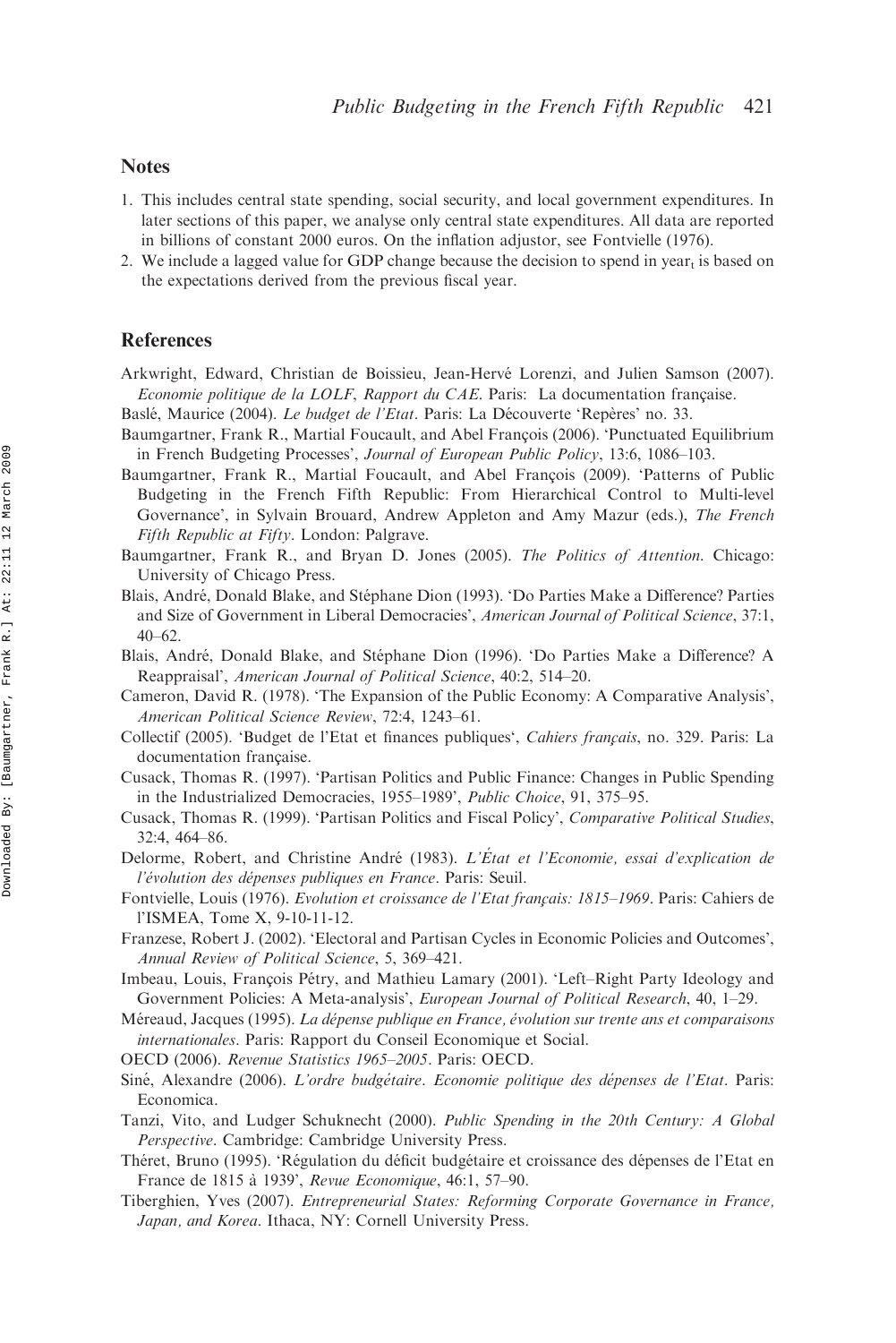## Notes

1. This includes central state spending, social security, and local government expenditures. In later sections of this paper, we analyse only central state expenditures. All data are reported in billions of constant 2000 euros. On the inflation adjustor, see Fontvielle (1976).
2. We include a lagged value for GDP change because the decision to spend in $\text{year}_t$ is based on the expectations derived from the previous fiscal year.

## References

Arkwright, Edward, Christian de Boissieu, Jean-Hervé Lorenzi, and Julien Samson (2007). *Economie politique de la LOLF, Rapport du CAE*. Paris: La documentation française.

Baslé, Maurice (2004). *Le budget de l'Etat*. Paris: La Découverte 'Repères' no. 33.

Baumgartner, Frank R., Martial Foucault, and Abel François (2006). 'Punctuated Equilibrium in French Budgeting Processes', *Journal of European Public Policy*, 13:6, 1086–103.

Baumgartner, Frank R., Martial Foucault, and Abel François (2009). 'Patterns of Public Budgeting in the French Fifth Republic: From Hierarchical Control to Multi-level Governance', in Sylvain Brouard, Andrew Appleton and Amy Mazur (eds.), *The French Fifth Republic at Fifty*. London: Palgrave.

Baumgartner, Frank R., and Bryan D. Jones (2005). *The Politics of Attention*. Chicago: University of Chicago Press.

Blais, André, Donald Blake, and Stéphane Dion (1993). 'Do Parties Make a Difference? Parties and Size of Government in Liberal Democracies', *American Journal of Political Science*, 37:1, 40–62.

Blais, André, Donald Blake, and Stéphane Dion (1996). 'Do Parties Make a Difference? A Reappraisal', *American Journal of Political Science*, 40:2, 514–20.

Cameron, David R. (1978). 'The Expansion of the Public Economy: A Comparative Analysis', *American Political Science Review*, 72:4, 1243–61.

Collectif (2005). 'Budget de l'Etat et finances publiques', *Cahiers français*, no. 329. Paris: La documentation française.

Cusack, Thomas R. (1997). 'Partisan Politics and Public Finance: Changes in Public Spending in the Industrialized Democracies, 1955–1989', *Public Choice*, 91, 375–95.

Cusack, Thomas R. (1999). 'Partisan Politics and Fiscal Policy', *Comparative Political Studies*, 32:4, 464–86.

Delorme, Robert, and Christine André (1983). *L'État et l'Economie, essai d'explication de l'évolution des dépenses publiques en France*. Paris: Seuil.

Fontvielle, Louis (1976). *Evolution et croissance de l'Etat français: 1815–1969*. Paris: Cahiers de l'ISMEA, Tome X, 9-10-11-12.

Franzese, Robert J. (2002). 'Electoral and Partisan Cycles in Economic Policies and Outcomes', *Annual Review of Political Science*, 5, 369–421.

Imbeau, Louis, François Pétry, and Mathieu Lamary (2001). 'Left–Right Party Ideology and Government Policies: A Meta-analysis', *European Journal of Political Research*, 40, 1–29.

Méreaud, Jacques (1995). *La dépense publique en France, évolution sur trente ans et comparaisons internationales*. Paris: Rapport du Conseil Economique et Social.

OECD (2006). *Revenue Statistics 1965–2005*. Paris: OECD.

Siné, Alexandre (2006). *L'ordre budgétaire. Economie politique des dépenses de l'Etat*. Paris: Economica.

Tanzi, Vito, and Ludger Schuknecht (2000). *Public Spending in the 20th Century: A Global Perspective*. Cambridge: Cambridge University Press.

Théret, Bruno (1995). 'Régulation du déficit budgétaire et croissance des dépenses de l'Etat en France de 1815 à 1939', *Revue Economique*, 46:1, 57–90.

Tiberghien, Yves (2007). *Entrepreneurial States: Reforming Corporate Governance in France, Japan, and Korea*. Ithaca, NY: Cornell University Press.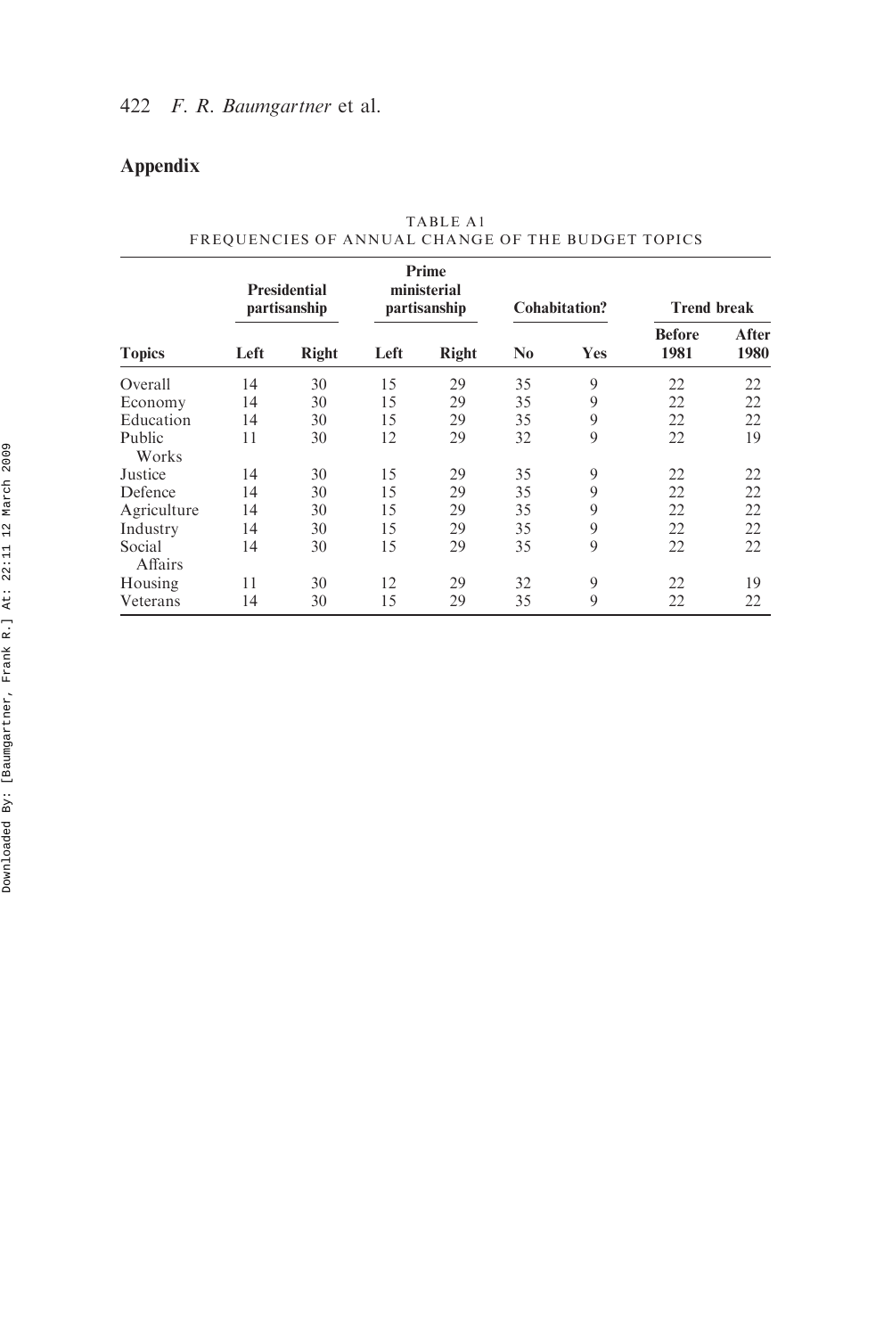## Appendix

TABLE A1
FREQUENCIES OF ANNUAL CHANGE OF THE BUDGET TOPICS

| | Presidential partisanship | | Prime ministerial partisanship | | Cohabitation? | | Trend break | |
|---|---|---|---|---|---|---|---|---|
| **Topics** | **Left** | **Right** | **Left** | **Right** | **No** | **Yes** | **Before 1981** | **After 1980** |
| Overall | 14 | 30 | 15 | 29 | 35 | 9 | 22 | 22 |
| Economy | 14 | 30 | 15 | 29 | 35 | 9 | 22 | 22 |
| Education | 14 | 30 | 15 | 29 | 35 | 9 | 22 | 22 |
| Public Works | 11 | 30 | 12 | 29 | 32 | 9 | 22 | 19 |
| Justice | 14 | 30 | 15 | 29 | 35 | 9 | 22 | 22 |
| Defence | 14 | 30 | 15 | 29 | 35 | 9 | 22 | 22 |
| Agriculture | 14 | 30 | 15 | 29 | 35 | 9 | 22 | 22 |
| Industry | 14 | 30 | 15 | 29 | 35 | 9 | 22 | 22 |
| Social Affairs | 14 | 30 | 15 | 29 | 35 | 9 | 22 | 22 |
| Housing | 11 | 30 | 12 | 29 | 32 | 9 | 22 | 19 |
| Veterans | 14 | 30 | 15 | 29 | 35 | 9 | 22 | 22 |